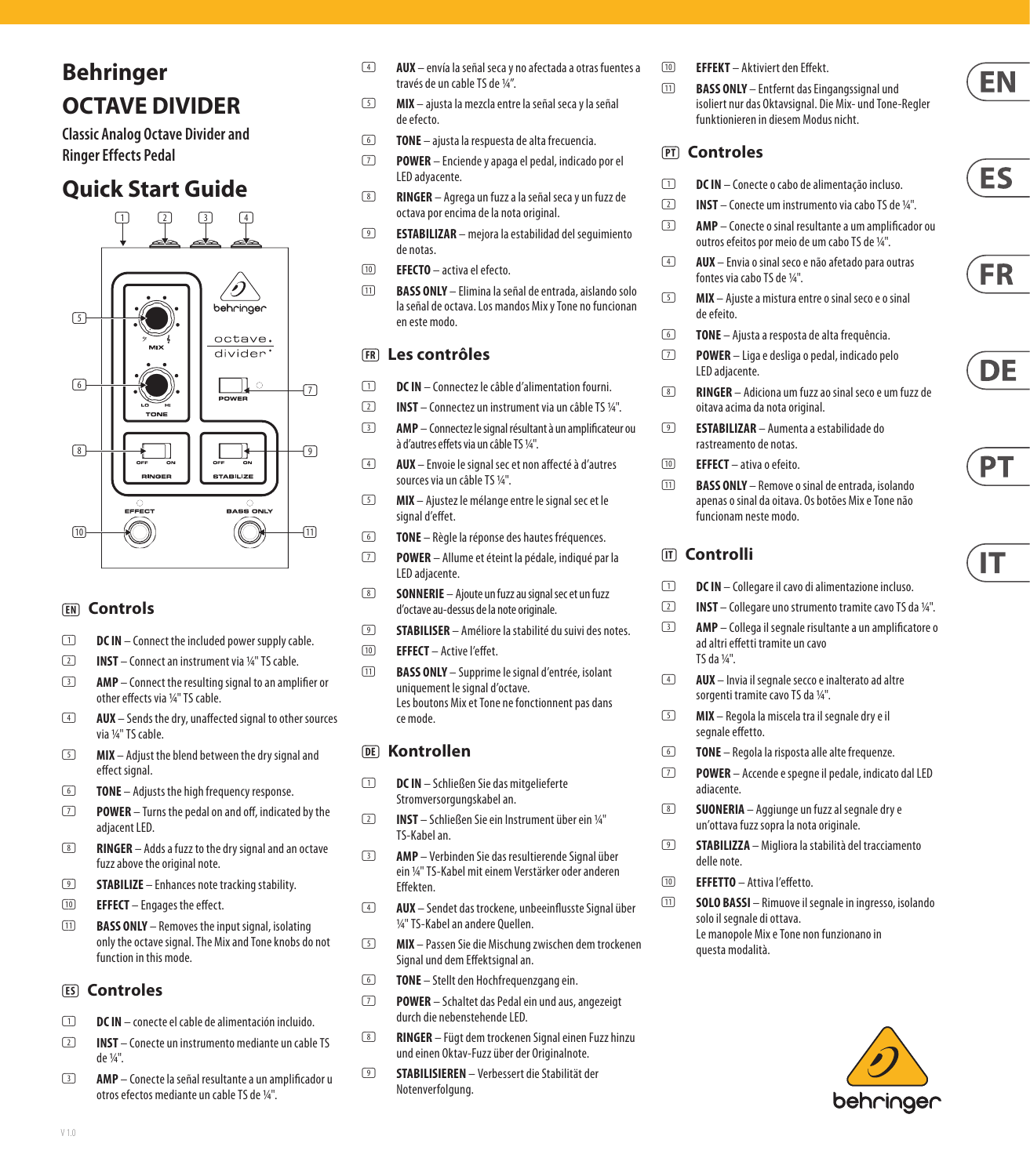# Behringer

# OCTAVE DIVIDER

Classic Analog Octave Divider and Ringer Effects Pedal

# Quick Start Guide

## (EN) Controls

1. **DC IN** – Connect the included power supply cable.
2. **INST** – Connect an instrument via ¼" TS cable.
3. **AMP** – Connect the resulting signal to an amplifier or other effects via ¼" TS cable.
4. **AUX** – Sends the dry, unaffected signal to other sources via ¼" TS cable.
5. **MIX** – Adjust the blend between the dry signal and effect signal.
6. **TONE** – Adjusts the high frequency response.
7. **POWER** – Turns the pedal on and off, indicated by the adjacent LED.
8. **RINGER** – Adds a fuzz to the dry signal and an octave fuzz above the original note.
9. **STABILIZE** – Enhances note tracking stability.
10. **EFFECT** – Engages the effect.
11. **BASS ONLY** – Removes the input signal, isolating only the octave signal. The Mix and Tone knobs do not function in this mode.

## (ES) Controles

1. **DC IN** – conecte el cable de alimentación incluido.
2. **INST** – Conecte un instrumento mediante un cable TS de ¼".
3. **AMP** – Conecte la señal resultante a un amplificador u otros efectos mediante un cable TS de ¼".
4. **AUX** – envía la señal seca y no afectada a otras fuentes a través de un cable TS de ¼".
5. **MIX** – ajusta la mezcla entre la señal seca y la señal de efecto.
6. **TONE** – ajusta la respuesta de alta frecuencia.
7. **POWER** – Enciende y apaga el pedal, indicado por el LED adyacente.
8. **RINGER** – Agrega un fuzz a la señal seca y un fuzz de octava por encima de la nota original.
9. **ESTABILIZAR** – mejora la estabilidad del seguimiento de notas.
10. **EFECTO** – activa el efecto.
11. **BASS ONLY** – Elimina la señal de entrada, aislando solo la señal de octava. Los mandos Mix y Tone no funcionan en este modo.

## (FR) Les contrôles

1. **DC IN** – Connectez le câble d'alimentation fourni.
2. **INST** – Connectez un instrument via un câble TS ¼".
3. **AMP** – Connectez le signal résultant à un amplificateur ou à d'autres effets via un câble TS ¼".
4. **AUX** – Envoie le signal sec et non affecté à d'autres sources via un câble TS ¼".
5. **MIX** – Ajustez le mélange entre le signal sec et le signal d'effet.
6. **TONE** – Règle la réponse des hautes fréquences.
7. **POWER** – Allume et éteint la pédale, indiqué par la LED adjacente.
8. **SONNERIE** – Ajoute un fuzz au signal sec et un fuzz d'octave au-dessus de la note originale.
9. **STABILISER** – Améliore la stabilité du suivi des notes.
10. **EFFECT** – Active l'effet.
11. **BASS ONLY** – Supprime le signal d'entrée, isolant uniquement le signal d'octave. Les boutons Mix et Tone ne fonctionnent pas dans ce mode.

## (DE) Kontrollen

1. **DC IN** – Schließen Sie das mitgelieferte Stromversorgungskabel an.
2. **INST** – Schließen Sie ein Instrument über ein ¼" TS-Kabel an.
3. **AMP** – Verbinden Sie das resultierende Signal über ein ¼" TS-Kabel mit einem Verstärker oder anderen Effekten.
4. **AUX** – Sendet das trockene, unbeeinflusste Signal über ¼" TS-Kabel an andere Quellen.
5. **MIX** – Passen Sie die Mischung zwischen dem trockenen Signal und dem Effektsignal an.
6. **TONE** – Stellt den Hochfrequenzgang ein.
7. **POWER** – Schaltet das Pedal ein und aus, angezeigt durch die nebenstehende LED.
8. **RINGER** – Fügt dem trockenen Signal einen Fuzz hinzu und einen Oktav-Fuzz über der Originalnote.
9. **STABILISIEREN** – Verbessert die Stabilität der Notenverfolgung.
10. **EFFEKT** – Aktiviert den Effekt.
11. **BASS ONLY** – Entfernt das Eingangssignal und isoliert nur das Oktavsignal. Die Mix- und Tone-Regler funktionieren in diesem Modus nicht.

## (PT) Controles

1. **DC IN** – Conecte o cabo de alimentação incluso.
2. **INST** – Conecte um instrumento via cabo TS de ¼".
3. **AMP** – Conecte o sinal resultante a um amplificador ou outros efeitos por meio de um cabo TS de ¼".
4. **AUX** – Envia o sinal seco e não afetado para outras fontes via cabo TS de ¼".
5. **MIX** – Ajuste a mistura entre o sinal seco e o sinal de efeito.
6. **TONE** – Ajusta a resposta de alta frequência.
7. **POWER** – Liga e desliga o pedal, indicado pelo LED adjacente.
8. **RINGER** – Adiciona um fuzz ao sinal seco e um fuzz de oitava acima da nota original.
9. **ESTABILIZAR** – Aumenta a estabilidade do rastreamento de notas.
10. **EFFECT** – ativa o efeito.
11. **BASS ONLY** – Remove o sinal de entrada, isolando apenas o sinal da oitava. Os botões Mix e Tone não funcionam neste modo.

## (IT) Controlli

1. **DC IN** – Collegare il cavo di alimentazione incluso.
2. **INST** – Collegare uno strumento tramite cavo TS da ¼".
3. **AMP** – Collega il segnale risultante a un amplificatore o ad altri effetti tramite un cavo TS da ¼".
4. **AUX** – Invia il segnale secco e inalterato ad altre sorgenti tramite cavo TS da ¼".
5. **MIX** – Regola la miscela tra il segnale dry e il segnale effetto.
6. **TONE** – Regola la risposta alle alte frequenze.
7. **POWER** – Accende e spegne il pedale, indicato dal LED adiacente.
8. **SUONERIA** – Aggiunge un fuzz al segnale dry e un'ottava fuzz sopra la nota originale.
9. **STABILIZZA** – Migliora la stabilità del tracciamento delle note.
10. **EFFETTO** – Attiva l'effetto.
11. **SOLO BASSI** – Rimuove il segnale in ingresso, isolando solo il segnale di ottava. Le manopole Mix e Tone non funzionano in questa modalità.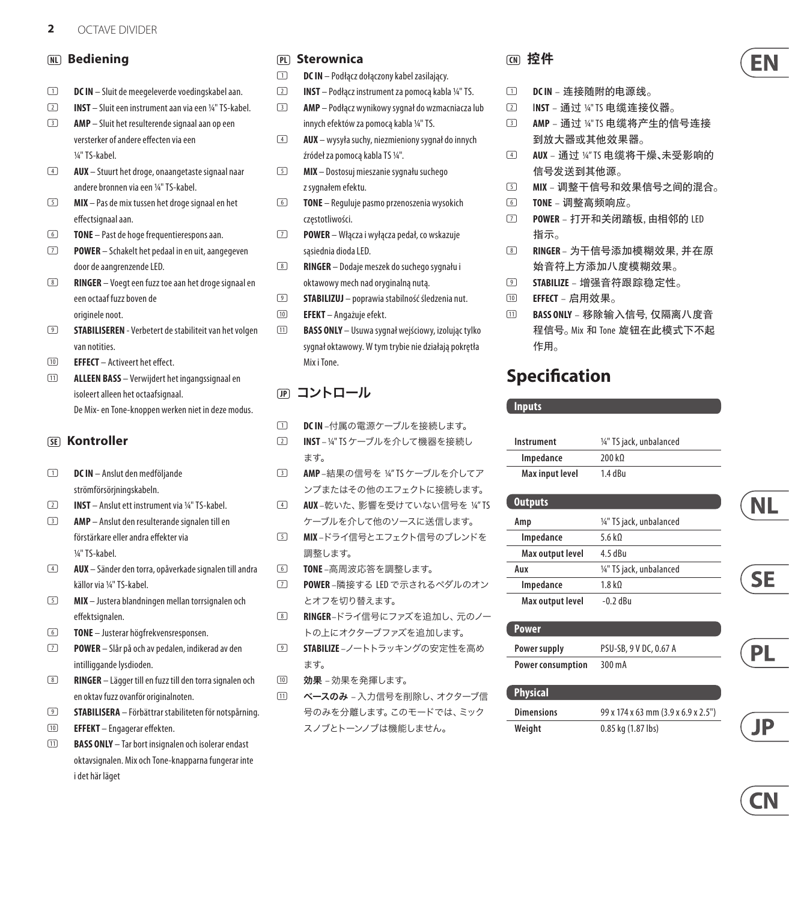## (NL) Bediening

(1) **DC IN** – Sluit de meegeleverde voedingskabel aan.
(2) **INST** – Sluit een instrument aan via een ¼" TS-kabel.
(3) **AMP** – Sluit het resulterende signaal aan op een versterker of andere effecten via een ¼" TS-kabel.
(4) **AUX** – Stuurt het droge, onaangetaste signaal naar andere bronnen via een ¼" TS-kabel.
(5) **MIX** – Pas de mix tussen het droge signaal en het effectsignaal aan.
(6) **TONE** – Past de hoge frequentierespons aan.
(7) **POWER** – Schakelt het pedaal in en uit, aangegeven door de aangrenzende LED.
(8) **RINGER** – Voegt een fuzz toe aan het droge signaal en een octaaf fuzz boven de originele noot.
(9) **STABILISEREN** - Verbetert de stabiliteit van het volgen van notities.
(10) **EFFECT** – Activeert het effect.
(11) **ALLEEN BASS** – Verwijdert het ingangssignaal en isoleert alleen het octaafsignaal. De Mix- en Tone-knoppen werken niet in deze modus.

## (SE) Kontroller

(1) **DC IN** – Anslut den medföljande strömförsörjningskabeln.
(2) **INST** – Anslut ett instrument via ¼" TS-kabel.
(3) **AMP** – Anslut den resulterande signalen till en förstärkare eller andra effekter via ¼" TS-kabel.
(4) **AUX** – Sänder den torra, opåverkade signalen till andra källor via ¼" TS-kabel.
(5) **MIX** – Justera blandningen mellan torrsignalen och effektsignalen.
(6) **TONE** – Justerar högfrekvensresponsen.
(7) **POWER** – Slår på och av pedalen, indikerad av den intilliggande lysdioden.
(8) **RINGER** – Lägger till en fuzz till den torra signalen och en oktav fuzz ovanför originalnoten.
(9) **STABILISERA** – Förbättrar stabiliteten för notspårning.
(10) **EFFEKT** – Engagerar effekten.
(11) **BASS ONLY** – Tar bort insignalen och isolerar endast oktavsignalen. Mix och Tone-knapparna fungerar inte i det här läget

## (PL) Sterownica

(1) **DC IN** – Podłącz dołączony kabel zasilający.
(2) **INST** – Podłącz instrument za pomocą kabla ¼" TS.
(3) **AMP** – Podłącz wynikowy sygnał do wzmacniacza lub innych efektów za pomocą kabla ¼" TS.
(4) **AUX** – wysyła suchy, niezmieniony sygnał do innych źródeł za pomocą kabla TS ¼".
(5) **MIX** – Dostosuj mieszanie sygnału suchego z sygnałem efektu.
(6) **TONE** – Reguluje pasmo przenoszenia wysokich częstotliwości.
(7) **POWER** – Włącza i wyłącza pedał, co wskazuje sąsiednia dioda LED.
(8) **RINGER** – Dodaje meszek do suchego sygnału i oktawowy mech nad oryginalną nutą.
(9) **STABILIZUJ** – poprawia stabilność śledzenia nut.
(10) **EFEKT** – Angażuje efekt.
(11) **BASS ONLY** – Usuwa sygnał wejściowy, izolując tylko sygnał oktawowy. W tym trybie nie działają pokrętła Mix i Tone.

## (JP) コントロール

(1) **DC IN** –付属の電源ケーブルを接続します。
(2) **INST** – ¼" TS ケーブルを介して機器を接続します。
(3) **AMP** –結果の信号を ¼" TS ケーブルを介してアンプまたはその他のエフェクトに接続します。
(4) **AUX** –乾いた、影響を受けていない信号を ¼" TS ケーブルを介して他のソースに送信します。
(5) **MIX** –ドライ信号とエフェクト信号のブレンドを調整します。
(6) **TONE** –高周波応答を調整します。
(7) **POWER** –隣接する LED で示されるペダルのオンとオフを切り替えます。
(8) **RINGER**–ドライ信号にファズを追加し、元のノートの上にオクターブファズを追加します。
(9) **STABILIZE** –ノートトラッキングの安定性を高めます。
(10) **効果** – 効果を発揮します。
(11) **ベースのみ** – 入力信号を削除し、オクターブ信号のみを分離します。このモードでは、ミックスノブとトーンノブは機能しません。

## (CN) 控件

(1) **DC IN** – 连接随附的电源线。
(2) **INST** – 通过 ¼" TS 电缆连接仪器。
(3) **AMP** – 通过 ¼" TS 电缆将产生的信号连接到放大器或其他效果器。
(4) **AUX** – 通过 ¼" TS 电缆将干燥、未受影响的信号发送到其他源。
(5) **MIX** – 调整干信号和效果信号之间的混合。
(6) **TONE** – 调整高频响应。
(7) **POWER** – 打开和关闭踏板, 由相邻的 LED 指示。
(8) **RINGER** – 为干信号添加模糊效果, 并在原始音符上方添加八度模糊效果。
(9) **STABILIZE** – 增强音符跟踪稳定性。
(10) **EFFECT** – 启用效果。
(11) **BASS ONLY** – 移除输入信号, 仅隔离八度音程信号。Mix 和 Tone 旋钮在此模式下不起作用。

# Specification

| Inputs | |
|---|---|
| Instrument | ¼" TS jack, unbalanced |
| Impedance | 200 kΩ |
| Max input level | 1.4 dBu |

| Outputs | |
|---|---|
| Amp | ¼" TS jack, unbalanced |
| Impedance | 5.6 kΩ |
| Max output level | 4.5 dBu |
| Aux | ¼" TS jack, unbalanced |
| Impedance | 1.8 kΩ |
| Max output level | -0.2 dBu |

| Power | |
|---|---|
| Power supply | PSU-SB, 9 V DC, 0.67 A |
| Power consumption | 300 mA |

| Physical | |
|---|---|
| Dimensions | 99 x 174 x 63 mm (3.9 x 6.9 x 2.5") |
| Weight | 0.85 kg (1.87 lbs) |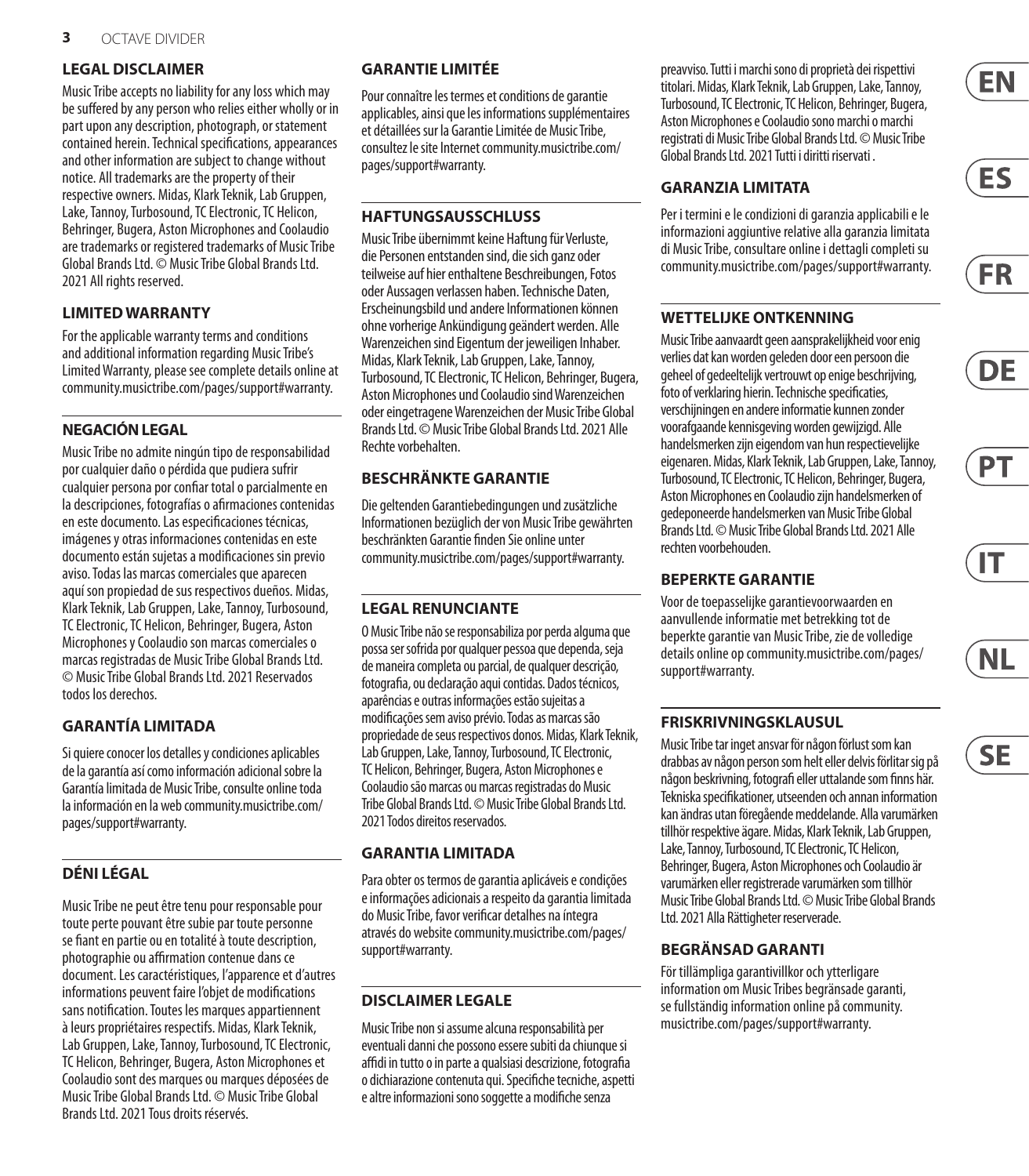## LEGAL DISCLAIMER

Music Tribe accepts no liability for any loss which may be suffered by any person who relies either wholly or in part upon any description, photograph, or statement contained herein. Technical specifications, appearances and other information are subject to change without notice. All trademarks are the property of their respective owners. Midas, Klark Teknik, Lab Gruppen, Lake, Tannoy, Turbosound, TC Electronic, TC Helicon, Behringer, Bugera, Aston Microphones and Coolaudio are trademarks or registered trademarks of Music Tribe Global Brands Ltd. © Music Tribe Global Brands Ltd. 2021 All rights reserved.

## LIMITED WARRANTY

For the applicable warranty terms and conditions and additional information regarding Music Tribe's Limited Warranty, please see complete details online at community.musictribe.com/pages/support#warranty.

## NEGACIÓN LEGAL

Music Tribe no admite ningún tipo de responsabilidad por cualquier daño o pérdida que pudiera sufrir cualquier persona por confiar total o parcialmente en la descripciones, fotografías o afirmaciones contenidas en este documento. Las especificaciones técnicas, imágenes y otras informaciones contenidas en este documento están sujetas a modificaciones sin previo aviso. Todas las marcas comerciales que aparecen aquí son propiedad de sus respectivos dueños. Midas, Klark Teknik, Lab Gruppen, Lake, Tannoy, Turbosound, TC Electronic, TC Helicon, Behringer, Bugera, Aston Microphones y Coolaudio son marcas comerciales o marcas registradas de Music Tribe Global Brands Ltd. © Music Tribe Global Brands Ltd. 2021 Reservados todos los derechos.

## GARANTÍA LIMITADA

Si quiere conocer los detalles y condiciones aplicables de la garantía así como información adicional sobre la Garantía limitada de Music Tribe, consulte online toda la información en la web community.musictribe.com/pages/support#warranty.

## DÉNI LÉGAL

Music Tribe ne peut être tenu pour responsable pour toute perte pouvant être subie par toute personne se fiant en partie ou en totalité à toute description, photographie ou affirmation contenue dans ce document. Les caractéristiques, l'apparence et d'autres informations peuvent faire l'objet de modifications sans notification. Toutes les marques appartiennent à leurs propriétaires respectifs. Midas, Klark Teknik, Lab Gruppen, Lake, Tannoy, Turbosound, TC Electronic, TC Helicon, Behringer, Bugera, Aston Microphones et Coolaudio sont des marques ou marques déposées de Music Tribe Global Brands Ltd. © Music Tribe Global Brands Ltd. 2021 Tous droits réservés.

## GARANTIE LIMITÉE

Pour connaître les termes et conditions de garantie applicables, ainsi que les informations supplémentaires et détaillées sur la Garantie Limitée de Music Tribe, consultez le site Internet community.musictribe.com/pages/support#warranty.

## HAFTUNGSAUSSCHLUSS

Music Tribe übernimmt keine Haftung für Verluste, die Personen entstanden sind, die sich ganz oder teilweise auf hier enthaltene Beschreibungen, Fotos oder Aussagen verlassen haben. Technische Daten, Erscheinungsbild und andere Informationen können ohne vorherige Ankündigung geändert werden. Alle Warenzeichen sind Eigentum der jeweiligen Inhaber. Midas, Klark Teknik, Lab Gruppen, Lake, Tannoy, Turbosound, TC Electronic, TC Helicon, Behringer, Bugera, Aston Microphones und Coolaudio sind Warenzeichen oder eingetragene Warenzeichen der Music Tribe Global Brands Ltd. © Music Tribe Global Brands Ltd. 2021 Alle Rechte vorbehalten.

## BESCHRÄNKTE GARANTIE

Die geltenden Garantiebedingungen und zusätzliche Informationen bezüglich der von Music Tribe gewährten beschränkten Garantie finden Sie online unter community.musictribe.com/pages/support#warranty.

## LEGAL RENUNCIANTE

O Music Tribe não se responsabiliza por perda alguma que possa ser sofrida por qualquer pessoa que dependa, seja de maneira completa ou parcial, de qualquer descrição, fotografia, ou declaração aqui contidas. Dados técnicos, aparências e outras informações estão sujeitas a modificações sem aviso prévio. Todas as marcas são propriedade de seus respectivos donos. Midas, Klark Teknik, Lab Gruppen, Lake, Tannoy, Turbosound, TC Electronic, TC Helicon, Behringer, Bugera, Aston Microphones e Coolaudio são marcas ou marcas registradas do Music Tribe Global Brands Ltd. © Music Tribe Global Brands Ltd. 2021 Todos direitos reservados.

## GARANTIA LIMITADA

Para obter os termos de garantia aplicáveis e condições e informações adicionais a respeito da garantia limitada do Music Tribe, favor verificar detalhes na íntegra através do website community.musictribe.com/pages/support#warranty.

## DISCLAIMER LEGALE

Music Tribe non si assume alcuna responsabilità per eventuali danni che possono essere subiti da chiunque si affidi in tutto o in parte a qualsiasi descrizione, fotografia o dichiarazione contenuta qui. Specifiche tecniche, aspetti e altre informazioni sono soggette a modifiche senza preavviso. Tutti i marchi sono di proprietà dei rispettivi titolari. Midas, Klark Teknik, Lab Gruppen, Lake, Tannoy, Turbosound, TC Electronic, TC Helicon, Behringer, Bugera, Aston Microphones e Coolaudio sono marchi o marchi registrati di Music Tribe Global Brands Ltd. © Music Tribe Global Brands Ltd. 2021 Tutti i diritti riservati .

## GARANZIA LIMITATA

Per i termini e le condizioni di garanzia applicabili e le informazioni aggiuntive relative alla garanzia limitata di Music Tribe, consultare online i dettagli completi su community.musictribe.com/pages/support#warranty.

## WETTELIJKE ONTKENNING

Music Tribe aanvaardt geen aansprakelijkheid voor enig verlies dat kan worden geleden door een persoon die geheel of gedeeltelijk vertrouwt op enige beschrijving, foto of verklaring hierin. Technische specificaties, verschijningen en andere informatie kunnen zonder voorafgaande kennisgeving worden gewijzigd. Alle handelsmerken zijn eigendom van hun respectievelijke eigenaren. Midas, Klark Teknik, Lab Gruppen, Lake, Tannoy, Turbosound, TC Electronic, TC Helicon, Behringer, Bugera, Aston Microphones en Coolaudio zijn handelsmerken of gedeponeerde handelsmerken van Music Tribe Global Brands Ltd. © Music Tribe Global Brands Ltd. 2021 Alle rechten voorbehouden.

## BEPERKTE GARANTIE

Voor de toepasselijke garantievoorwaarden en aanvullende informatie met betrekking tot de beperkte garantie van Music Tribe, zie de volledige details online op community.musictribe.com/pages/support#warranty.

## FRISKRIVNINGSKLAUSUL

Music Tribe tar inget ansvar för någon förlust som kan drabbas av någon person som helt eller delvis förlitar sig på någon beskrivning, fotografi eller uttalande som finns här. Tekniska specifikationer, utseenden och annan information kan ändras utan föregående meddelande. Alla varumärken tillhör respektive ägare. Midas, Klark Teknik, Lab Gruppen, Lake, Tannoy, Turbosound, TC Electronic, TC Helicon, Behringer, Bugera, Aston Microphones och Coolaudio är varumärken eller registrerade varumärken som tillhör Music Tribe Global Brands Ltd. © Music Tribe Global Brands Ltd. 2021 Alla Rättigheter reserverade.

## BEGRÄNSAD GARANTI

För tillämpliga garantivillkor och ytterligare information om Music Tribes begränsade garanti, se fullständig information online på community.musictribe.com/pages/support#warranty.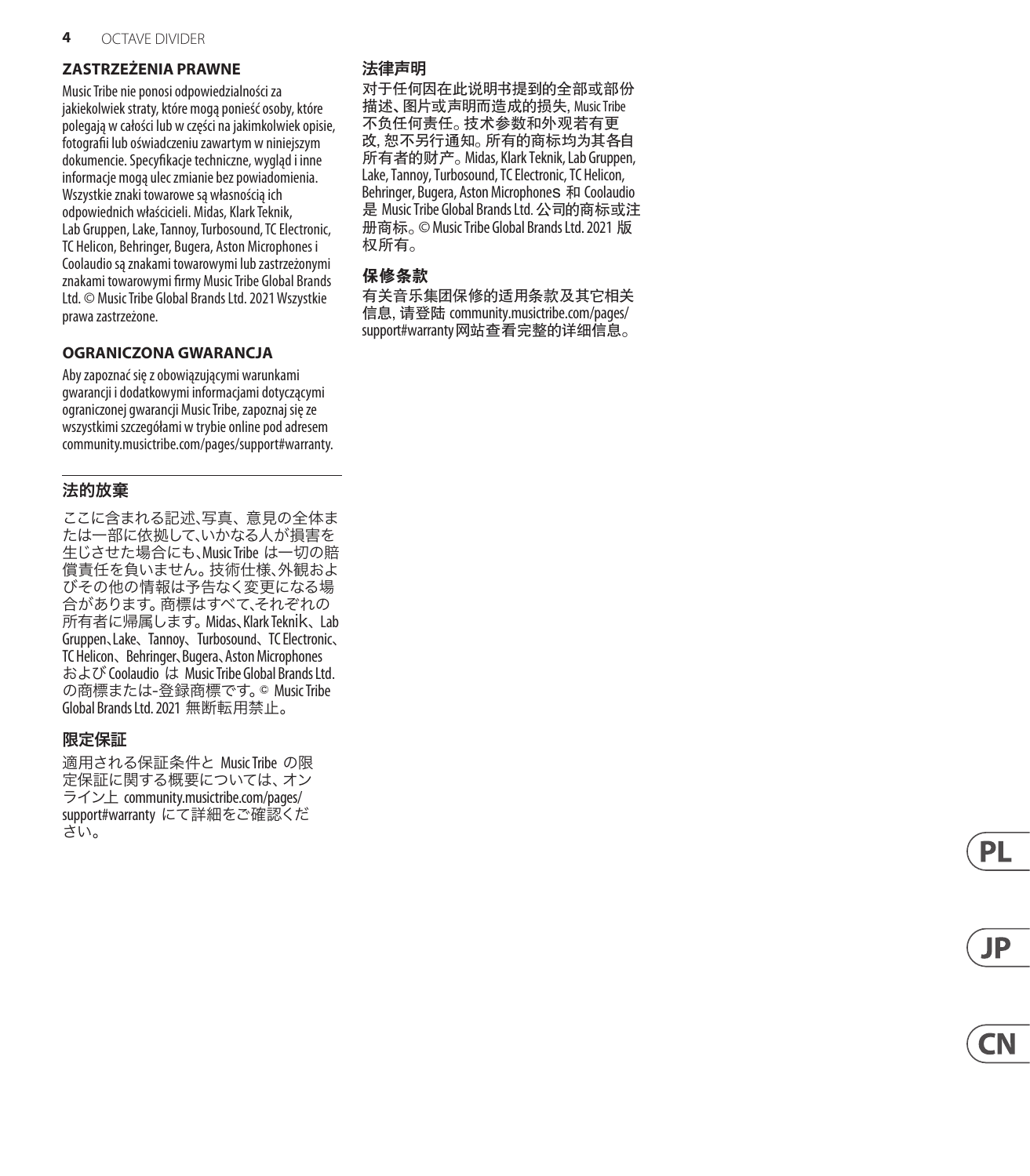## ZASTRZEŻENIA PRAWNE

Music Tribe nie ponosi odpowiedzialności za jakiekolwiek straty, które mogą ponieść osoby, które polegają w całości lub w części na jakimkolwiek opisie, fotografii lub oświadczeniu zawartym w niniejszym dokumencie. Specyfikacje techniczne, wygląd i inne informacje mogą ulec zmianie bez powiadomienia. Wszystkie znaki towarowe są własnością ich odpowiednich właścicieli. Midas, Klark Teknik, Lab Gruppen, Lake, Tannoy, Turbosound, TC Electronic, TC Helicon, Behringer, Bugera, Aston Microphones i Coolaudio są znakami towarowymi lub zastrzeżonymi znakami towarowymi firmy Music Tribe Global Brands Ltd. © Music Tribe Global Brands Ltd. 2021 Wszystkie prawa zastrzeżone.

## OGRANICZONA GWARANCJA

Aby zapoznać się z obowiązującymi warunkami gwarancji i dodatkowymi informacjami dotyczącymi ograniczonej gwarancji Music Tribe, zapoznaj się ze wszystkimi szczegółami w trybie online pod adresem community.musictribe.com/pages/support#warranty.

## 法的放棄

ここに含まれる記述、写真、意見の全体または一部に依拠して、いかなる人が損害を生じさせた場合にも、Music Tribe は一切の賠償責任を負いません。技術仕様、外観およびその他の情報は予告なく変更になる場合があります。商標はすべて、それぞれの所有者に帰属します。Midas、Klark Teknik、Lab Gruppen、Lake、Tannoy、Turbosound、TC Electronic、TC Helicon、Behringer、Bugera、Aston Microphones および Coolaudio は Music Tribe Global Brands Ltd. の商標または-登録商標です。© Music Tribe Global Brands Ltd. 2021 無断転用禁止。

## 限定保証

適用される保証条件と Music Tribe の限定保証に関する概要については、オンライン上 community.musictribe.com/pages/support#warranty にて詳細をご確認ください。

## 法律声明

对于任何因在此说明书提到的全部或部份描述、图片或声明而造成的损失, Music Tribe 不负任何责任。技术参数和外观若有更改, 恕不另行通知。所有的商标均为其各自所有者的财产。Midas, Klark Teknik, Lab Gruppen, Lake, Tannoy, Turbosound, TC Electronic, TC Helicon, Behringer, Bugera, Aston Microphones 和 Coolaudio 是 Music Tribe Global Brands Ltd. 公司的商标或注册商标。© Music Tribe Global Brands Ltd. 2021 版权所有。

## 保修条款

有关音乐集团保修的适用条款及其它相关信息, 请登陆 community.musictribe.com/pages/support#warranty 网站查看完整的详细信息。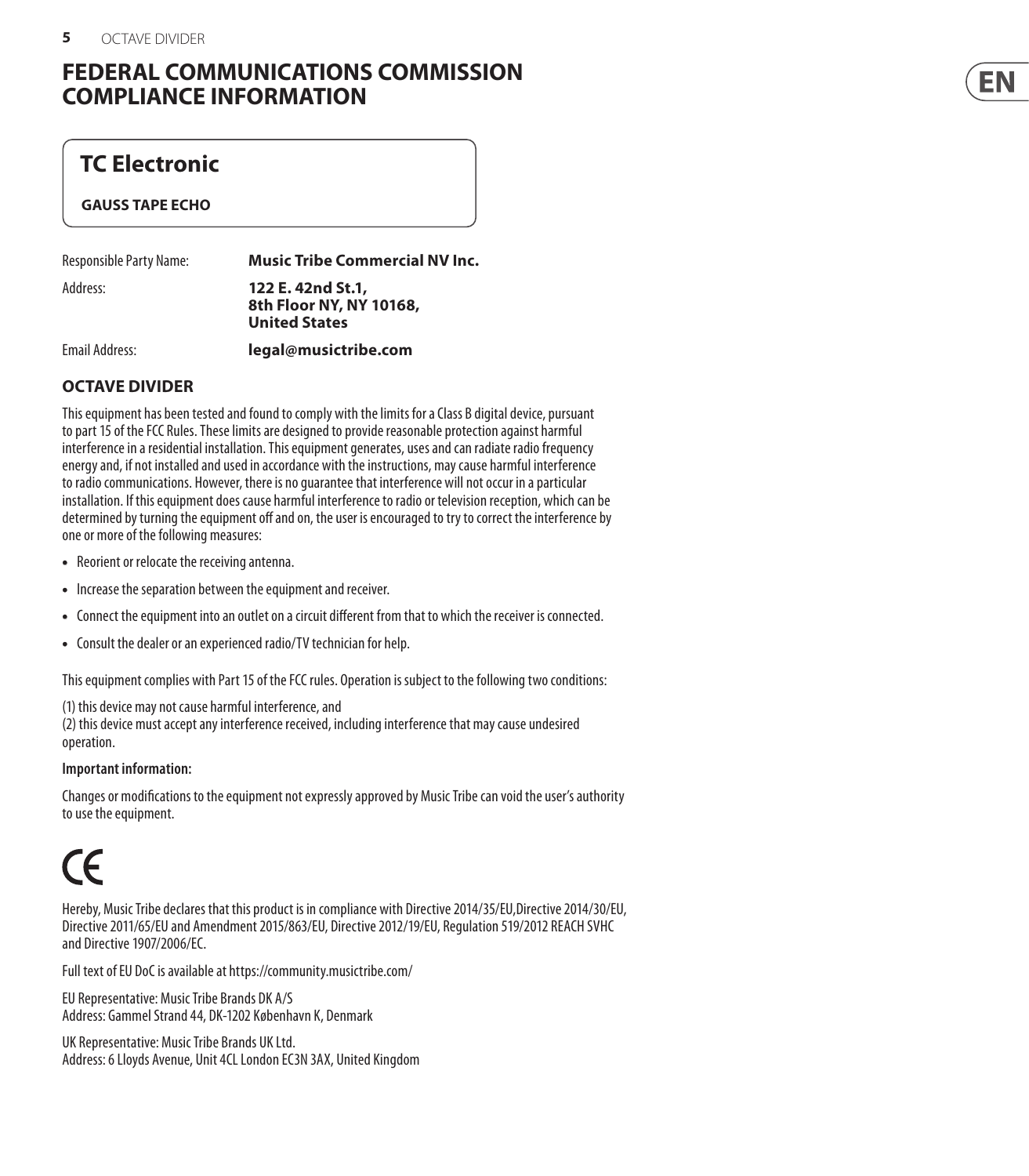# FEDERAL COMMUNICATIONS COMMISSION COMPLIANCE INFORMATION

## TC Electronic

**GAUSS TAPE ECHO**

| | |
|---|---|
| Responsible Party Name: | **Music Tribe Commercial NV Inc.** |
| Address: | **122 E. 42nd St.1, 8th Floor NY, NY 10168, United States** |
| Email Address: | **legal@musictribe.com** |

### OCTAVE DIVIDER

This equipment has been tested and found to comply with the limits for a Class B digital device, pursuant to part 15 of the FCC Rules. These limits are designed to provide reasonable protection against harmful interference in a residential installation. This equipment generates, uses and can radiate radio frequency energy and, if not installed and used in accordance with the instructions, may cause harmful interference to radio communications. However, there is no guarantee that interference will not occur in a particular installation. If this equipment does cause harmful interference to radio or television reception, which can be determined by turning the equipment off and on, the user is encouraged to try to correct the interference by one or more of the following measures:

- Reorient or relocate the receiving antenna.
- Increase the separation between the equipment and receiver.
- Connect the equipment into an outlet on a circuit different from that to which the receiver is connected.
- Consult the dealer or an experienced radio/TV technician for help.

This equipment complies with Part 15 of the FCC rules. Operation is subject to the following two conditions:

(1) this device may not cause harmful interference, and
(2) this device must accept any interference received, including interference that may cause undesired operation.

**Important information:**

Changes or modifications to the equipment not expressly approved by Music Tribe can void the user's authority to use the equipment.

CE

Hereby, Music Tribe declares that this product is in compliance with Directive 2014/35/EU,Directive 2014/30/EU, Directive 2011/65/EU and Amendment 2015/863/EU, Directive 2012/19/EU, Regulation 519/2012 REACH SVHC and Directive 1907/2006/EC.

Full text of EU DoC is available at https://community.musictribe.com/

EU Representative: Music Tribe Brands DK A/S
Address: Gammel Strand 44, DK-1202 København K, Denmark

UK Representative: Music Tribe Brands UK Ltd.
Address: 6 Lloyds Avenue, Unit 4CL London EC3N 3AX, United Kingdom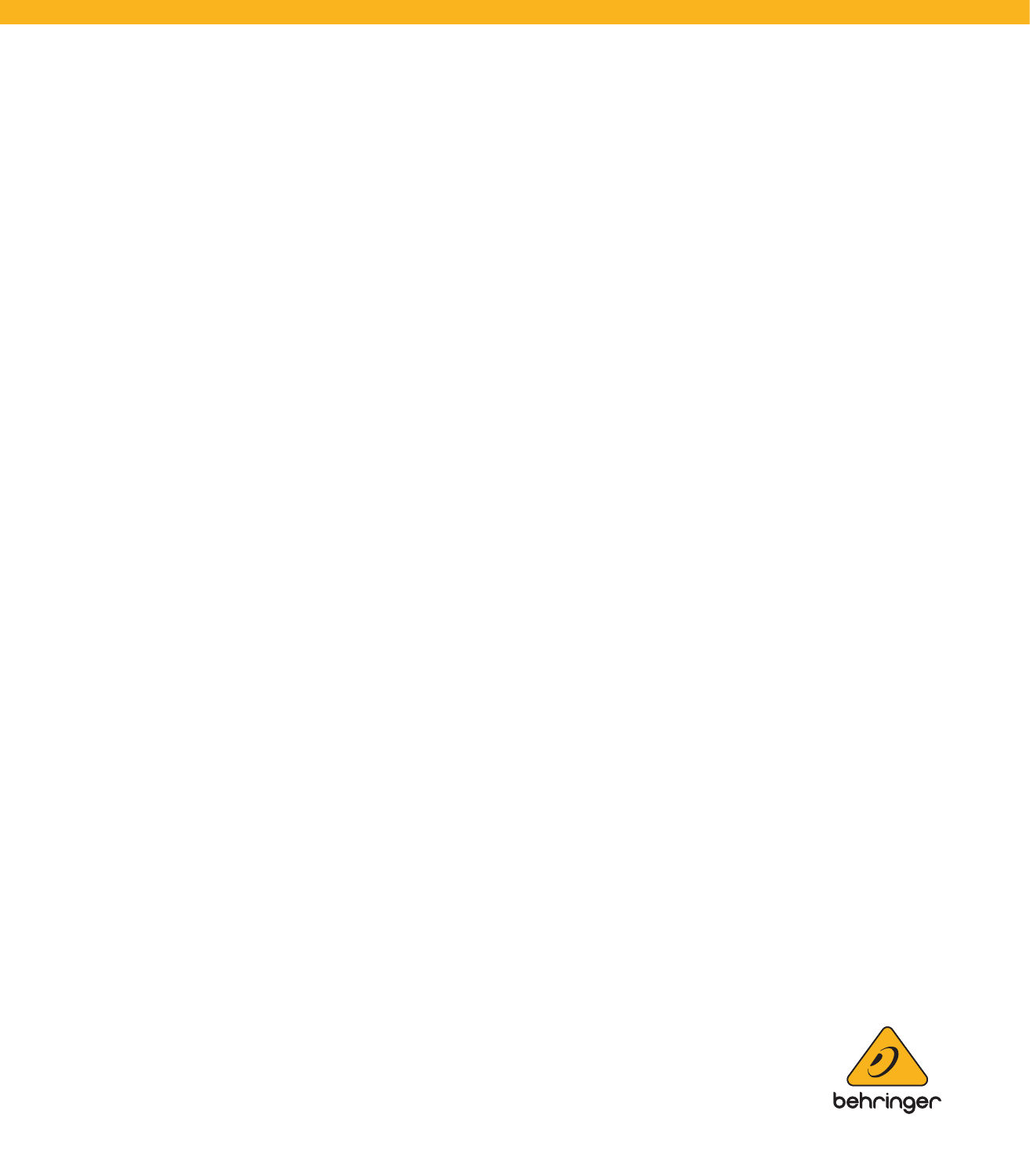behringer